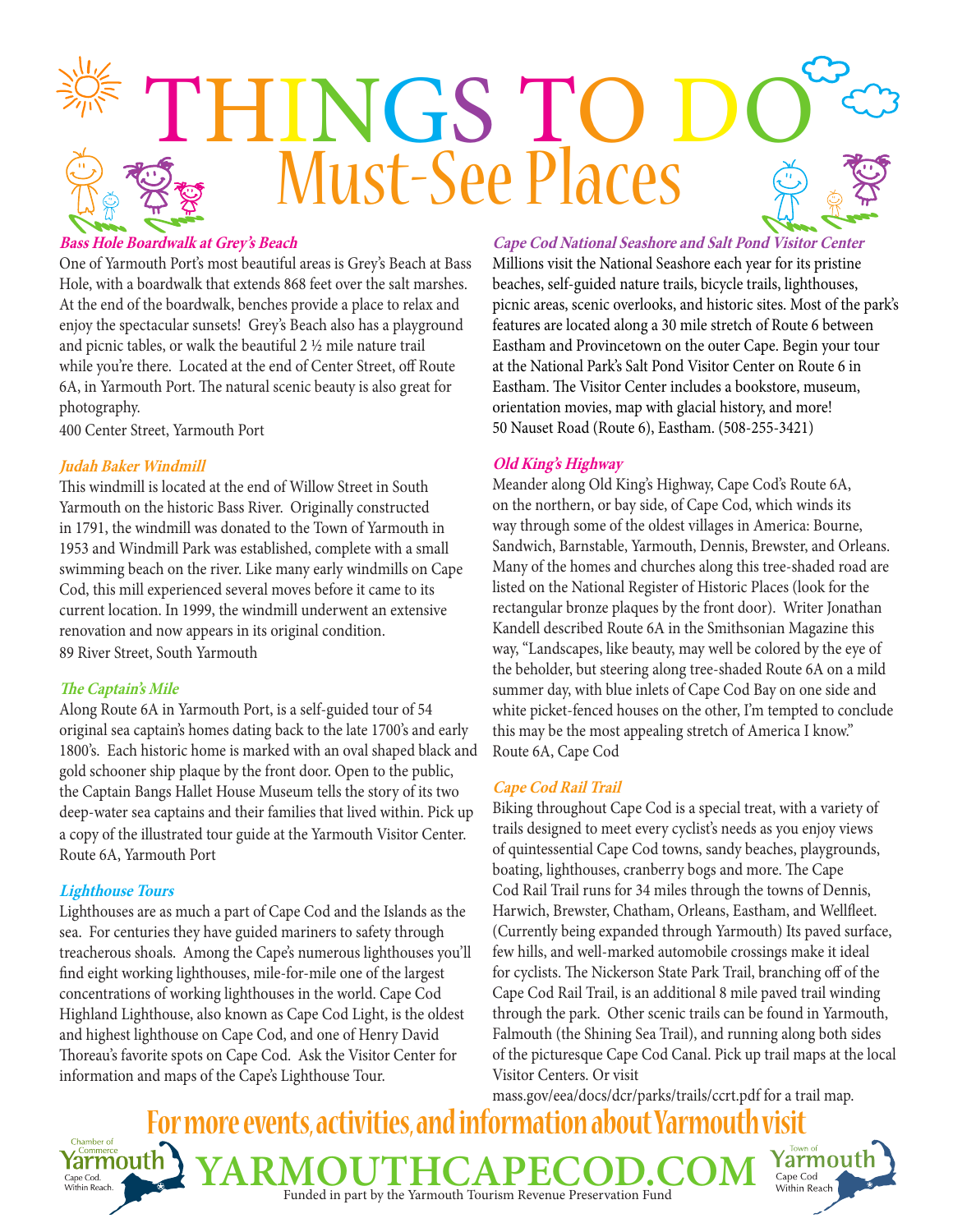# THINGS TO DO

## Must-See Places

### *Bass Hole Boardwalk at Grey's Beach*

One of Yarmouth Port's most beautiful areas is Grey's Beach at Bass Hole, with a boardwalk that extends 868 feet over the salt marshes. At the end of the boardwalk, benches provide a place to relax and enjoy the spectacular sunsets! Grey's Beach also has a playground and picnic tables, or walk the beautiful 2 ½ mile nature trail while you're there. Located at the end of Center Street, off Route 6A, in Yarmouth Port. The natural scenic beauty is also great for photography.
400 Center Street, Yarmouth Port

### *Judah Baker Windmill*

This windmill is located at the end of Willow Street in South Yarmouth on the historic Bass River. Originally constructed in 1791, the windmill was donated to the Town of Yarmouth in 1953 and Windmill Park was established, complete with a small swimming beach on the river. Like many early windmills on Cape Cod, this mill experienced several moves before it came to its current location. In 1999, the windmill underwent an extensive renovation and now appears in its original condition.
89 River Street, South Yarmouth

### *The Captain's Mile*

Along Route 6A in Yarmouth Port, is a self-guided tour of 54 original sea captain's homes dating back to the late 1700's and early 1800's. Each historic home is marked with an oval shaped black and gold schooner ship plaque by the front door. Open to the public, the Captain Bangs Hallet House Museum tells the story of its two deep-water sea captains and their families that lived within. Pick up a copy of the illustrated tour guide at the Yarmouth Visitor Center.
Route 6A, Yarmouth Port

### *Lighthouse Tours*

Lighthouses are as much a part of Cape Cod and the Islands as the sea. For centuries they have guided mariners to safety through treacherous shoals. Among the Cape's numerous lighthouses you'll find eight working lighthouses, mile-for-mile one of the largest concentrations of working lighthouses in the world. Cape Cod Highland Lighthouse, also known as Cape Cod Light, is the oldest and highest lighthouse on Cape Cod, and one of Henry David Thoreau's favorite spots on Cape Cod. Ask the Visitor Center for information and maps of the Cape's Lighthouse Tour.

### *Cape Cod National Seashore and Salt Pond Visitor Center*

Millions visit the National Seashore each year for its pristine beaches, self-guided nature trails, bicycle trails, lighthouses, picnic areas, scenic overlooks, and historic sites. Most of the park's features are located along a 30 mile stretch of Route 6 between Eastham and Provincetown on the outer Cape. Begin your tour at the National Park's Salt Pond Visitor Center on Route 6 in Eastham. The Visitor Center includes a bookstore, museum, orientation movies, map with glacial history, and more!
50 Nauset Road (Route 6), Eastham. (508-255-3421)

### *Old King's Highway*

Meander along Old King's Highway, Cape Cod's Route 6A, on the northern, or bay side, of Cape Cod, which winds its way through some of the oldest villages in America: Bourne, Sandwich, Barnstable, Yarmouth, Dennis, Brewster, and Orleans. Many of the homes and churches along this tree-shaded road are listed on the National Register of Historic Places (look for the rectangular bronze plaques by the front door). Writer Jonathan Kandell described Route 6A in the Smithsonian Magazine this way, "Landscapes, like beauty, may well be colored by the eye of the beholder, but steering along tree-shaded Route 6A on a mild summer day, with blue inlets of Cape Cod Bay on one side and white picket-fenced houses on the other, I'm tempted to conclude this may be the most appealing stretch of America I know."
Route 6A, Cape Cod

### *Cape Cod Rail Trail*

Biking throughout Cape Cod is a special treat, with a variety of trails designed to meet every cyclist's needs as you enjoy views of quintessential Cape Cod towns, sandy beaches, playgrounds, boating, lighthouses, cranberry bogs and more. The Cape Cod Rail Trail runs for 34 miles through the towns of Dennis, Harwich, Brewster, Chatham, Orleans, Eastham, and Wellfleet. (Currently being expanded through Yarmouth) Its paved surface, few hills, and well-marked automobile crossings make it ideal for cyclists. The Nickerson State Park Trail, branching off of the Cape Cod Rail Trail, is an additional 8 mile paved trail winding through the park. Other scenic trails can be found in Yarmouth, Falmouth (the Shining Sea Trail), and running along both sides of the picturesque Cape Cod Canal. Pick up trail maps at the local Visitor Centers. Or visit mass.gov/eea/docs/dcr/parks/trails/ccrt.pdf for a trail map.

**For more events, activities, and information about Yarmouth visit**

**YARMOUTHCAPECOD.COM**

Funded in part by the Yarmouth Tourism Revenue Preservation Fund

Chamber of Commerce Yarmouth Cape Cod. Within Reach.

Town of Yarmouth Cape Cod Within Reach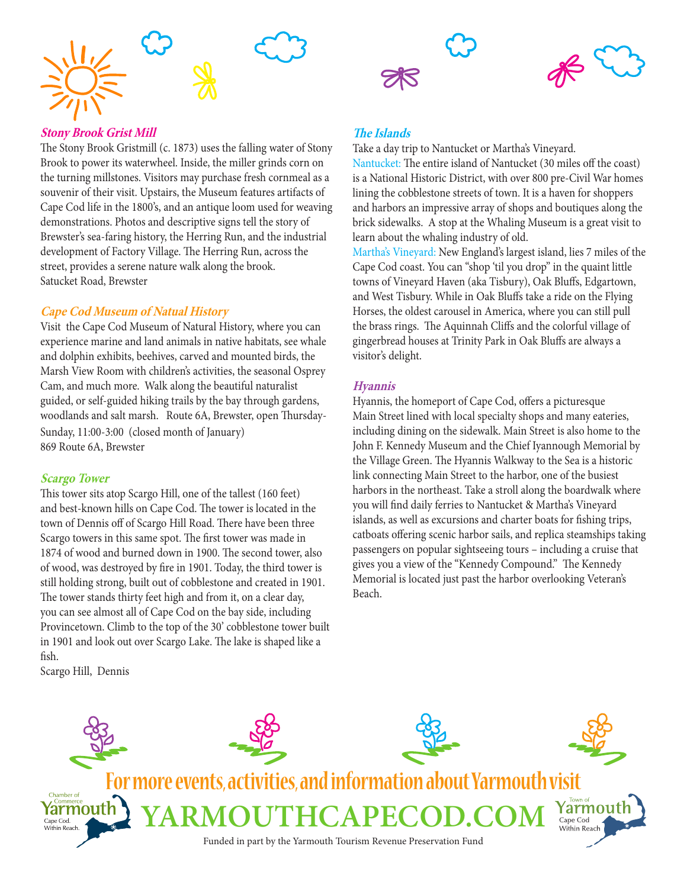### *Stony Brook Grist Mill*

The Stony Brook Gristmill (c. 1873) uses the falling water of Stony Brook to power its waterwheel. Inside, the miller grinds corn on the turning millstones. Visitors may purchase fresh cornmeal as a souvenir of their visit. Upstairs, the Museum features artifacts of Cape Cod life in the 1800's, and an antique loom used for weaving demonstrations. Photos and descriptive signs tell the story of Brewster's sea-faring history, the Herring Run, and the industrial development of Factory Village. The Herring Run, across the street, provides a serene nature walk along the brook.
Satucket Road, Brewster

### *Cape Cod Museum of Natual History*

Visit the Cape Cod Museum of Natural History, where you can experience marine and land animals in native habitats, see whale and dolphin exhibits, beehives, carved and mounted birds, the Marsh View Room with children's activities, the seasonal Osprey Cam, and much more. Walk along the beautiful naturalist guided, or self-guided hiking trails by the bay through gardens, woodlands and salt marsh. Route 6A, Brewster, open Thursday-Sunday, 11:00-3:00 (closed month of January)
869 Route 6A, Brewster

### *Scargo Tower*

This tower sits atop Scargo Hill, one of the tallest (160 feet) and best-known hills on Cape Cod. The tower is located in the town of Dennis off of Scargo Hill Road. There have been three Scargo towers in this same spot. The first tower was made in 1874 of wood and burned down in 1900. The second tower, also of wood, was destroyed by fire in 1901. Today, the third tower is still holding strong, built out of cobblestone and created in 1901. The tower stands thirty feet high and from it, on a clear day, you can see almost all of Cape Cod on the bay side, including Provincetown. Climb to the top of the 30' cobblestone tower built in 1901 and look out over Scargo Lake. The lake is shaped like a fish.
Scargo Hill, Dennis

### *The Islands*

Take a day trip to Nantucket or Martha's Vineyard.
Nantucket: The entire island of Nantucket (30 miles off the coast) is a National Historic District, with over 800 pre-Civil War homes lining the cobblestone streets of town. It is a haven for shoppers and harbors an impressive array of shops and boutiques along the brick sidewalks. A stop at the Whaling Museum is a great visit to learn about the whaling industry of old.
Martha's Vineyard: New England's largest island, lies 7 miles of the Cape Cod coast. You can "shop 'til you drop" in the quaint little towns of Vineyard Haven (aka Tisbury), Oak Bluffs, Edgartown, and West Tisbury. While in Oak Bluffs take a ride on the Flying Horses, the oldest carousel in America, where you can still pull the brass rings. The Aquinnah Cliffs and the colorful village of gingerbread houses at Trinity Park in Oak Bluffs are always a visitor's delight.

### *Hyannis*

Hyannis, the homeport of Cape Cod, offers a picturesque Main Street lined with local specialty shops and many eateries, including dining on the sidewalk. Main Street is also home to the John F. Kennedy Museum and the Chief Iyannough Memorial by the Village Green. The Hyannis Walkway to the Sea is a historic link connecting Main Street to the harbor, one of the busiest harbors in the northeast. Take a stroll along the boardwalk where you will find daily ferries to Nantucket & Martha's Vineyard islands, as well as excursions and charter boats for fishing trips, catboats offering scenic harbor sails, and replica steamships taking passengers on popular sightseeing tours – including a cruise that gives you a view of the "Kennedy Compound." The Kennedy Memorial is located just past the harbor overlooking Veteran's Beach.

**For more events, activities, and information about Yarmouth visit**

**YARMOUTHCAPECOD.COM**

Chamber of Commerce Yarmouth Cape Cod. Within Reach.

Town of Yarmouth Cape Cod Within Reach

Funded in part by the Yarmouth Tourism Revenue Preservation Fund